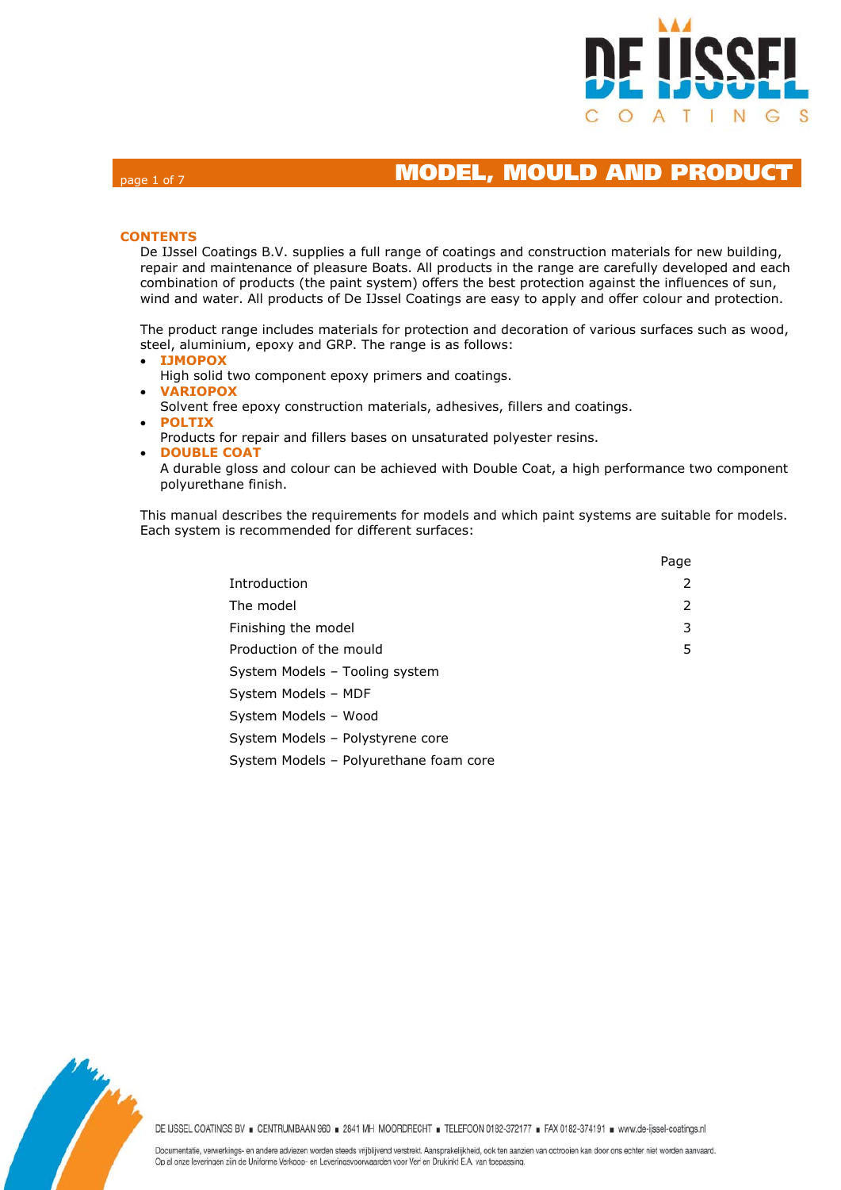# MODEL, MOULD AND PRODUCT

## CONTENTS

De IJssel Coatings B.V. supplies a full range of coatings and construction materials for new building, repair and maintenance of pleasure Boats. All products in the range are carefully developed and each combination of products (the paint system) offers the best protection against the influences of sun, wind and water. All products of De IJssel Coatings are easy to apply and offer colour and protection.

The product range includes materials for protection and decoration of various surfaces such as wood, steel, aluminium, epoxy and GRP. The range is as follows:

- **IJMOPOX**
  High solid two component epoxy primers and coatings.
- **VARIOPOX**
  Solvent free epoxy construction materials, adhesives, fillers and coatings.
- **POLTIX**
  Products for repair and fillers bases on unsaturated polyester resins.
- **DOUBLE COAT**
  A durable gloss and colour can be achieved with Double Coat, a high performance two component polyurethane finish.

This manual describes the requirements for models and which paint systems are suitable for models. Each system is recommended for different surfaces:

| | Page |
|---|---|
| Introduction | 2 |
| The model | 2 |
| Finishing the model | 3 |
| Production of the mould | 5 |
| System Models – Tooling system | |
| System Models – MDF | |
| System Models – Wood | |
| System Models – Polystyrene core | |
| System Models – Polyurethane foam core | |

DE IJSSEL COATINGS BV ■ CENTRUMBAAN 960 ■ 2841 MH MOORDRECHT ■ TELEFOON 0182-372177 ■ FAX 0182-374191 ■ www.de-ijssel-coatings.nl

Documentatie, verwerkings- en andere adviezen worden steeds vrijblijvend verstrekt. Aansprakelijkheid, ook ten aanzien van octrooien kan door ons echter niet worden aanvaard. Op al onze leveringen zijn de Uniforme Verkoop- en Leveringsvoorwaarden voor Verf en Drukinkt E.A. van toepassing.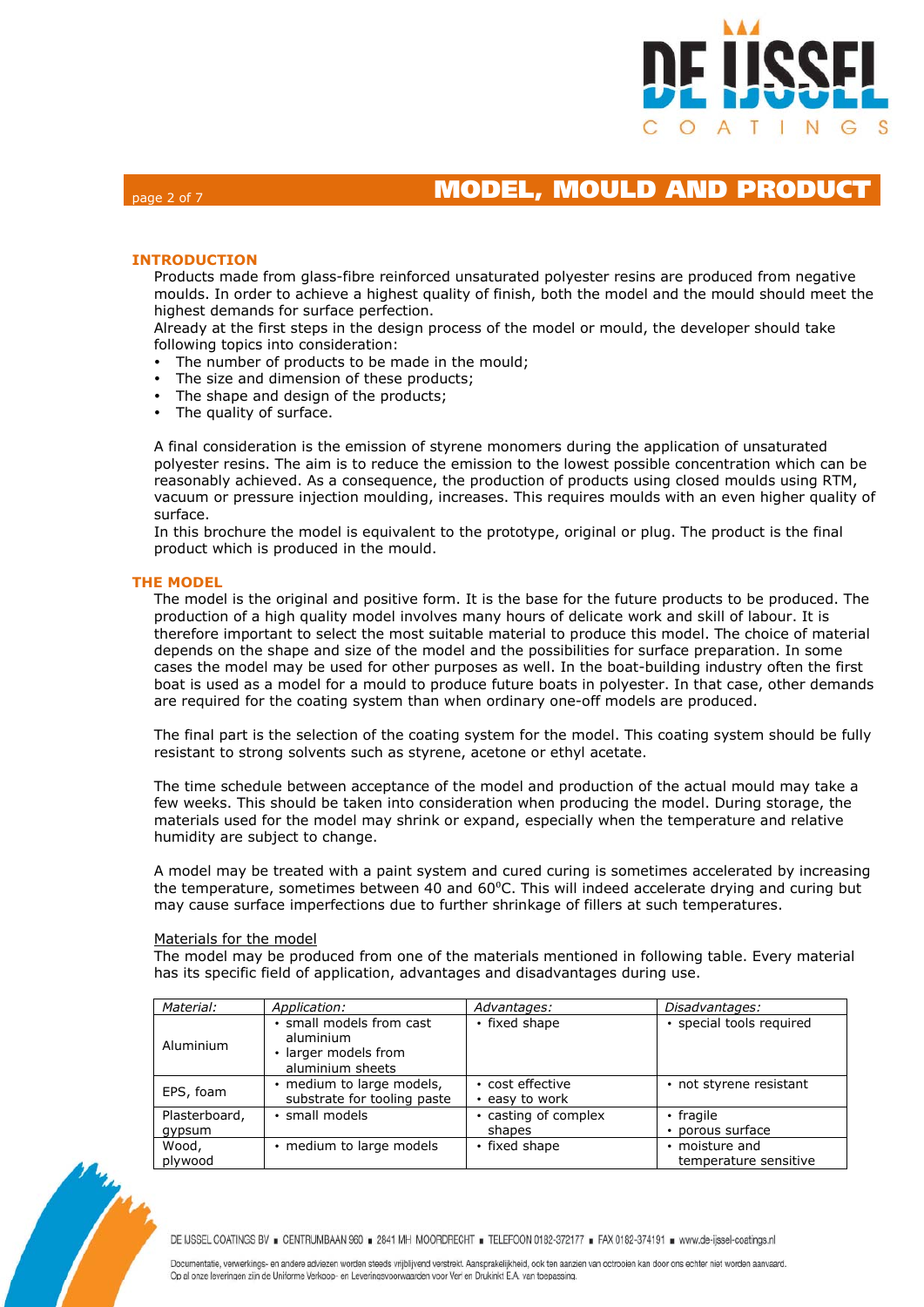## MODEL, MOULD AND PRODUCT

### INTRODUCTION

Products made from glass-fibre reinforced unsaturated polyester resins are produced from negative moulds. In order to achieve a highest quality of finish, both the model and the mould should meet the highest demands for surface perfection.
Already at the first steps in the design process of the model or mould, the developer should take following topics into consideration:

- The number of products to be made in the mould;
- The size and dimension of these products;
- The shape and design of the products;
- The quality of surface.

A final consideration is the emission of styrene monomers during the application of unsaturated polyester resins. The aim is to reduce the emission to the lowest possible concentration which can be reasonably achieved. As a consequence, the production of products using closed moulds using RTM, vacuum or pressure injection moulding, increases. This requires moulds with an even higher quality of surface.
In this brochure the model is equivalent to the prototype, original or plug. The product is the final product which is produced in the mould.

### THE MODEL

The model is the original and positive form. It is the base for the future products to be produced. The production of a high quality model involves many hours of delicate work and skill of labour. It is therefore important to select the most suitable material to produce this model. The choice of material depends on the shape and size of the model and the possibilities for surface preparation. In some cases the model may be used for other purposes as well. In the boat-building industry often the first boat is used as a model for a mould to produce future boats in polyester. In that case, other demands are required for the coating system than when ordinary one-off models are produced.

The final part is the selection of the coating system for the model. This coating system should be fully resistant to strong solvents such as styrene, acetone or ethyl acetate.

The time schedule between acceptance of the model and production of the actual mould may take a few weeks. This should be taken into consideration when producing the model. During storage, the materials used for the model may shrink or expand, especially when the temperature and relative humidity are subject to change.

A model may be treated with a paint system and cured curing is sometimes accelerated by increasing the temperature, sometimes between 40 and 60°C. This will indeed accelerate drying and curing but may cause surface imperfections due to further shrinkage of fillers at such temperatures.

<u>Materials for the model</u>

The model may be produced from one of the materials mentioned in following table. Every material has its specific field of application, advantages and disadvantages during use.

| *Material:* | *Application:* | *Advantages:* | *Disadvantages:* |
|---|---|---|---|
| Aluminium | • small models from cast aluminium<br>• larger models from aluminium sheets | • fixed shape | • special tools required |
| EPS, foam | • medium to large models, substrate for tooling paste | • cost effective<br>• easy to work | • not styrene resistant |
| Plasterboard, gypsum | • small models | • casting of complex shapes | • fragile<br>• porous surface |
| Wood, plywood | • medium to large models | • fixed shape | • moisture and temperature sensitive |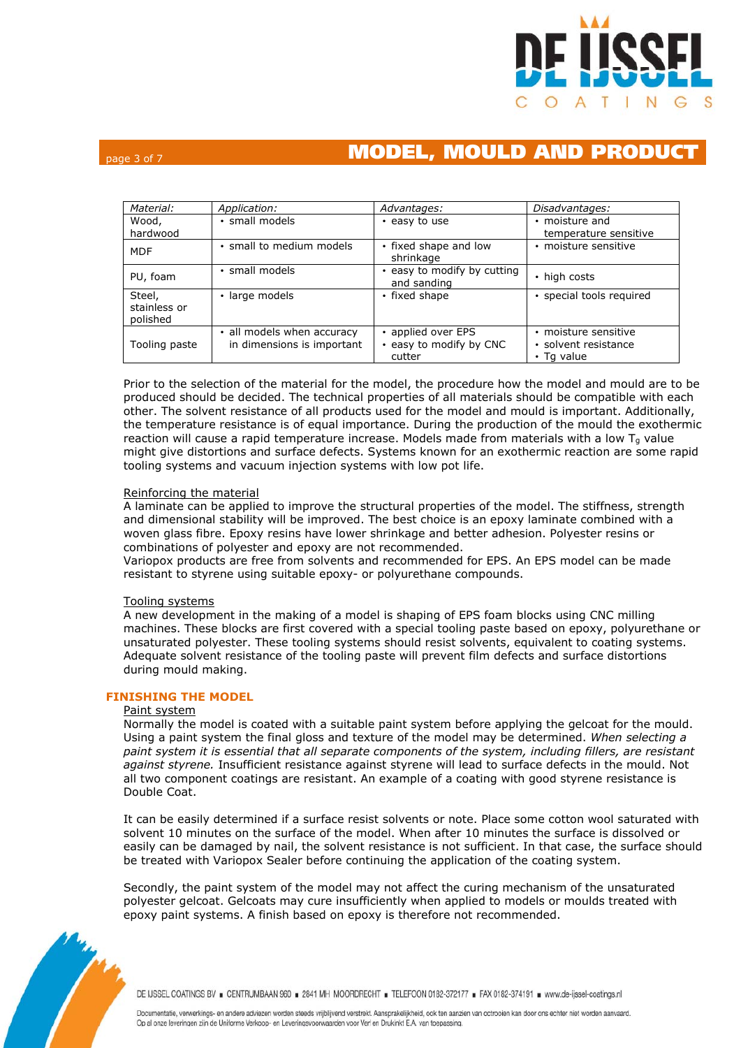| Material: | Application: | Advantages: | Disadvantages: |
|---|---|---|---|
| Wood, hardwood | • small models | • easy to use | • moisture and temperature sensitive |
| MDF | • small to medium models | • fixed shape and low shrinkage | • moisture sensitive |
| PU, foam | • small models | • easy to modify by cutting and sanding | • high costs |
| Steel, stainless or polished | • large models | • fixed shape | • special tools required |
| Tooling paste | • all models when accuracy in dimensions is important | • applied over EPS<br>• easy to modify by CNC cutter | • moisture sensitive<br>• solvent resistance<br>• Tg value |

Prior to the selection of the material for the model, the procedure how the model and mould are to be produced should be decided. The technical properties of all materials should be compatible with each other. The solvent resistance of all products used for the model and mould is important. Additionally, the temperature resistance is of equal importance. During the production of the mould the exothermic reaction will cause a rapid temperature increase. Models made from materials with a low $T_g$ value might give distortions and surface defects. Systems known for an exothermic reaction are some rapid tooling systems and vacuum injection systems with low pot life.

Reinforcing the material

A laminate can be applied to improve the structural properties of the model. The stiffness, strength and dimensional stability will be improved. The best choice is an epoxy laminate combined with a woven glass fibre. Epoxy resins have lower shrinkage and better adhesion. Polyester resins or combinations of polyester and epoxy are not recommended.
Variopox products are free from solvents and recommended for EPS. An EPS model can be made resistant to styrene using suitable epoxy- or polyurethane compounds.

Tooling systems

A new development in the making of a model is shaping of EPS foam blocks using CNC milling machines. These blocks are first covered with a special tooling paste based on epoxy, polyurethane or unsaturated polyester. These tooling systems should resist solvents, equivalent to coating systems. Adequate solvent resistance of the tooling paste will prevent film defects and surface distortions during mould making.

## FINISHING THE MODEL

Paint system

Normally the model is coated with a suitable paint system before applying the gelcoat for the mould. Using a paint system the final gloss and texture of the model may be determined. *When selecting a paint system it is essential that all separate components of the system, including fillers, are resistant against styrene.* Insufficient resistance against styrene will lead to surface defects in the mould. Not all two component coatings are resistant. An example of a coating with good styrene resistance is Double Coat.

It can be easily determined if a surface resist solvents or note. Place some cotton wool saturated with solvent 10 minutes on the surface of the model. When after 10 minutes the surface is dissolved or easily can be damaged by nail, the solvent resistance is not sufficient. In that case, the surface should be treated with Variopox Sealer before continuing the application of the coating system.

Secondly, the paint system of the model may not affect the curing mechanism of the unsaturated polyester gelcoat. Gelcoats may cure insufficiently when applied to models or moulds treated with epoxy paint systems. A finish based on epoxy is therefore not recommended.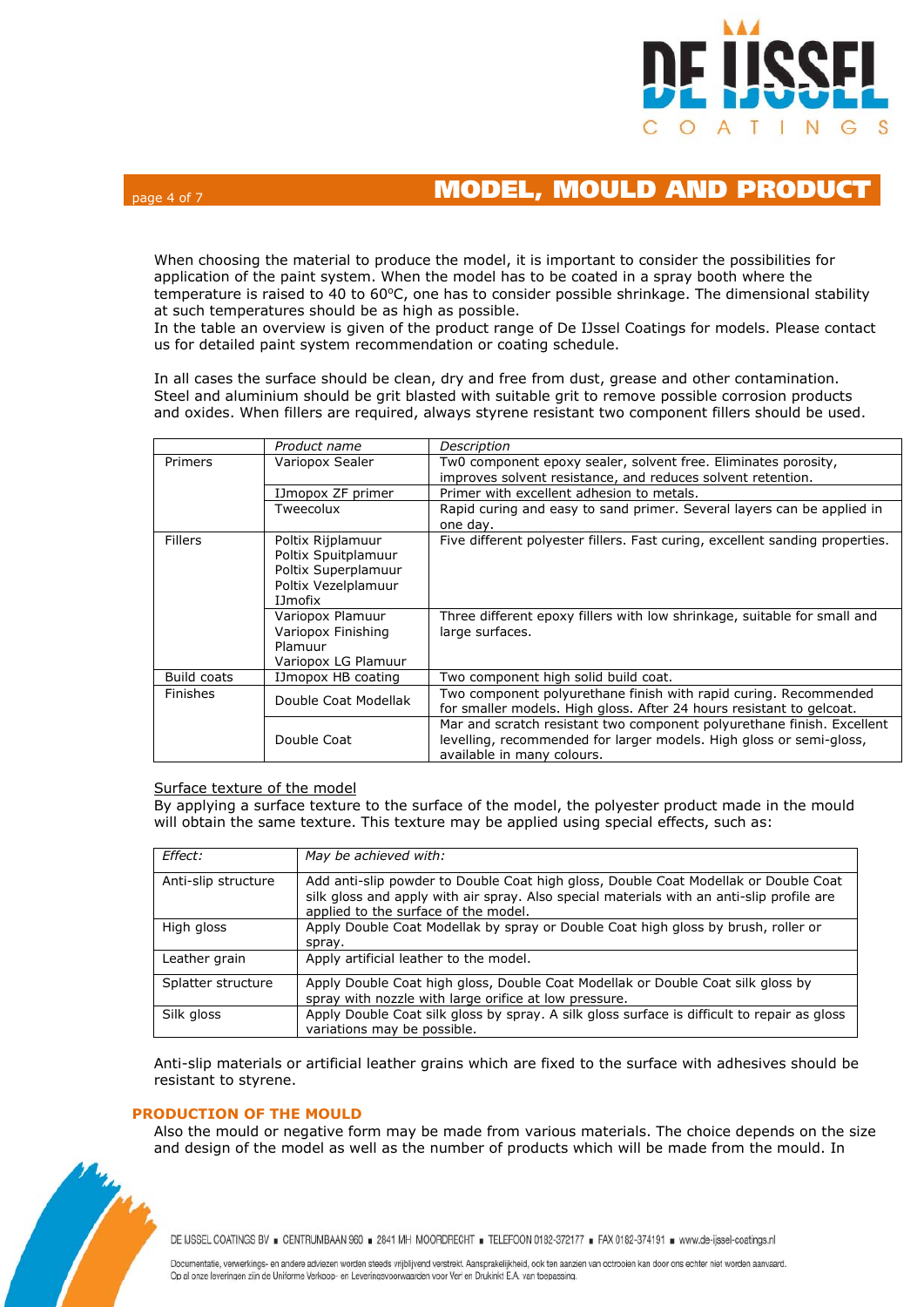## MODEL, MOULD AND PRODUCT

When choosing the material to produce the model, it is important to consider the possibilities for application of the paint system. When the model has to be coated in a spray booth where the temperature is raised to 40 to 60ºC, one has to consider possible shrinkage. The dimensional stability at such temperatures should be as high as possible.
In the table an overview is given of the product range of De IJssel Coatings for models. Please contact us for detailed paint system recommendation or coating schedule.

In all cases the surface should be clean, dry and free from dust, grease and other contamination. Steel and aluminium should be grit blasted with suitable grit to remove possible corrosion products and oxides. When fillers are required, always styrene resistant two component fillers should be used.

| | *Product name* | *Description* |
|---|---|---|
| Primers | Variopox Sealer | Tw0 component epoxy sealer, solvent free. Eliminates porosity, improves solvent resistance, and reduces solvent retention. |
| | IJmopox ZF primer | Primer with excellent adhesion to metals. |
| | Tweecolux | Rapid curing and easy to sand primer. Several layers can be applied in one day. |
| Fillers | Poltix Rijplamuur<br>Poltix Spuitplamuur<br>Poltix Superplamuur<br>Poltix Vezelplamuur<br>IJmofix | Five different polyester fillers. Fast curing, excellent sanding properties. |
| | Variopox Plamuur<br>Variopox Finishing Plamuur<br>Variopox LG Plamuur | Three different epoxy fillers with low shrinkage, suitable for small and large surfaces. |
| Build coats | IJmopox HB coating | Two component high solid build coat. |
| Finishes | Double Coat Modellak | Two component polyurethane finish with rapid curing. Recommended for smaller models. High gloss. After 24 hours resistant to gelcoat. |
| | Double Coat | Mar and scratch resistant two component polyurethane finish. Excellent levelling, recommended for larger models. High gloss or semi-gloss, available in many colours. |

<u>Surface texture of the model</u>
By applying a surface texture to the surface of the model, the polyester product made in the mould will obtain the same texture. This texture may be applied using special effects, such as:

| *Effect:* | *May be achieved with:* |
|---|---|
| Anti-slip structure | Add anti-slip powder to Double Coat high gloss, Double Coat Modellak or Double Coat silk gloss and apply with air spray. Also special materials with an anti-slip profile are applied to the surface of the model. |
| High gloss | Apply Double Coat Modellak by spray or Double Coat high gloss by brush, roller or spray. |
| Leather grain | Apply artificial leather to the model. |
| Splatter structure | Apply Double Coat high gloss, Double Coat Modellak or Double Coat silk gloss by spray with nozzle with large orifice at low pressure. |
| Silk gloss | Apply Double Coat silk gloss by spray. A silk gloss surface is difficult to repair as gloss variations may be possible. |

Anti-slip materials or artificial leather grains which are fixed to the surface with adhesives should be resistant to styrene.

### PRODUCTION OF THE MOULD

Also the mould or negative form may be made from various materials. The choice depends on the size and design of the model as well as the number of products which will be made from the mould. In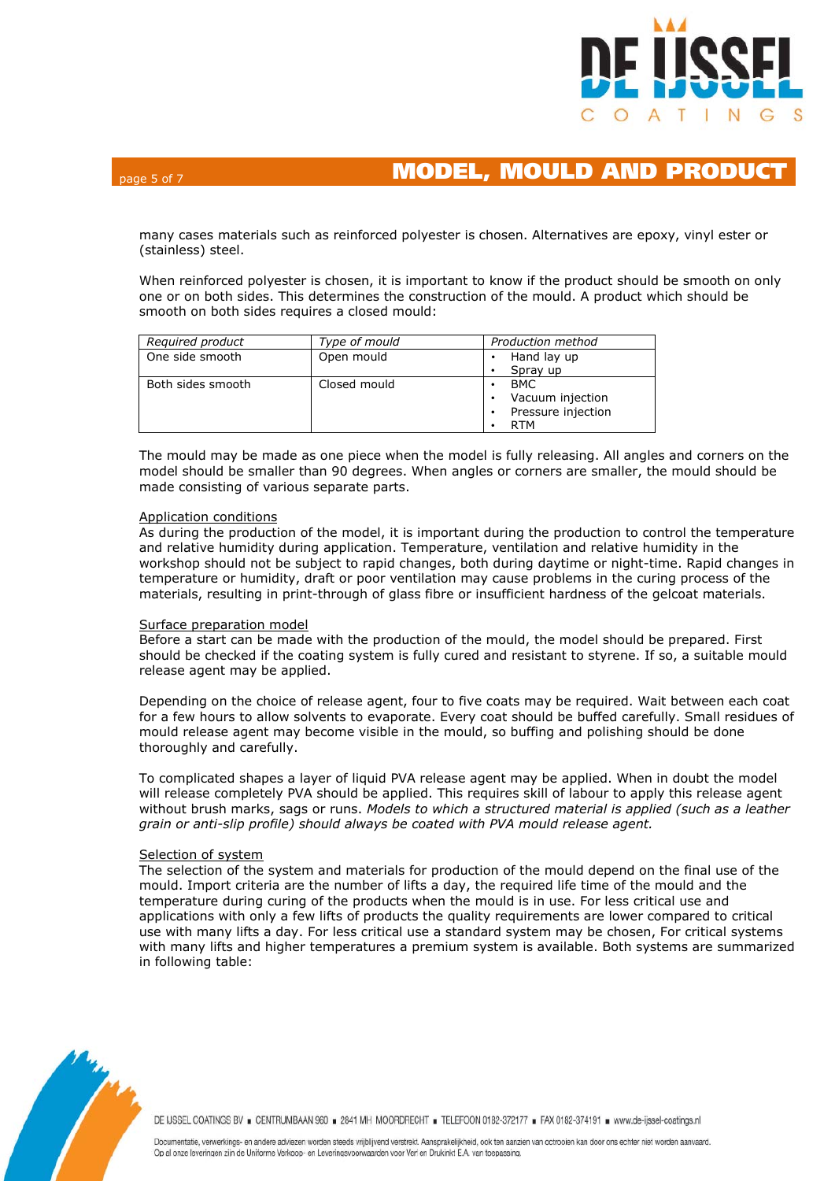many cases materials such as reinforced polyester is chosen. Alternatives are epoxy, vinyl ester or (stainless) steel.

When reinforced polyester is chosen, it is important to know if the product should be smooth on only one or on both sides. This determines the construction of the mould. A product which should be smooth on both sides requires a closed mould:

| *Required product* | *Type of mould* | *Production method* |
|---|---|---|
| One side smooth | Open mould | • Hand lay up<br>• Spray up |
| Both sides smooth | Closed mould | • BMC<br>• Vacuum injection<br>• Pressure injection<br>• RTM |

The mould may be made as one piece when the model is fully releasing. All angles and corners on the model should be smaller than 90 degrees. When angles or corners are smaller, the mould should be made consisting of various separate parts.

<u>Application conditions</u>
As during the production of the model, it is important during the production to control the temperature and relative humidity during application. Temperature, ventilation and relative humidity in the workshop should not be subject to rapid changes, both during daytime or night-time. Rapid changes in temperature or humidity, draft or poor ventilation may cause problems in the curing process of the materials, resulting in print-through of glass fibre or insufficient hardness of the gelcoat materials.

<u>Surface preparation model</u>
Before a start can be made with the production of the mould, the model should be prepared. First should be checked if the coating system is fully cured and resistant to styrene. If so, a suitable mould release agent may be applied.

Depending on the choice of release agent, four to five coats may be required. Wait between each coat for a few hours to allow solvents to evaporate. Every coat should be buffed carefully. Small residues of mould release agent may become visible in the mould, so buffing and polishing should be done thoroughly and carefully.

To complicated shapes a layer of liquid PVA release agent may be applied. When in doubt the model will release completely PVA should be applied. This requires skill of labour to apply this release agent without brush marks, sags or runs. *Models to which a structured material is applied (such as a leather grain or anti-slip profile) should always be coated with PVA mould release agent.*

<u>Selection of system</u>
The selection of the system and materials for production of the mould depend on the final use of the mould. Import criteria are the number of lifts a day, the required life time of the mould and the temperature during curing of the products when the mould is in use. For less critical use and applications with only a few lifts of products the quality requirements are lower compared to critical use with many lifts a day. For less critical use a standard system may be chosen, For critical systems with many lifts and higher temperatures a premium system is available. Both systems are summarized in following table: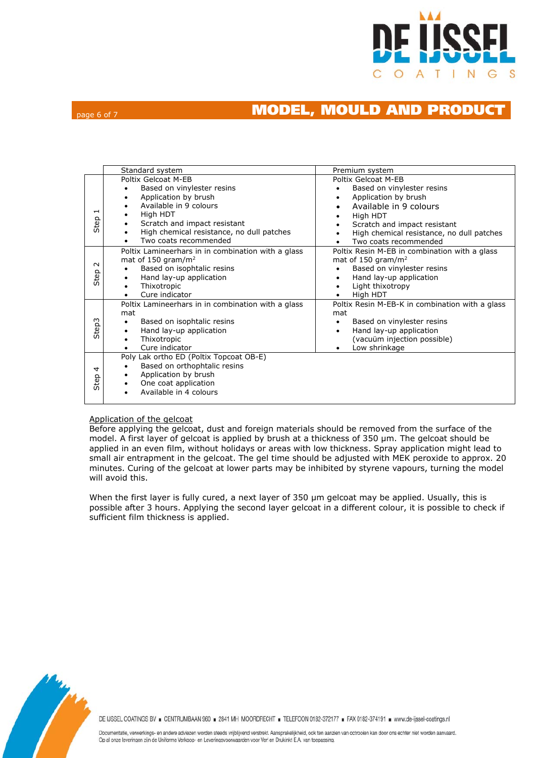## MODEL, MOULD AND PRODUCT

| | Standard system | Premium system |
|---|---|---|
| Step 1 | Poltix Gelcoat M-EB<br>• Based on vinylester resins<br>• Application by brush<br>• Available in 9 colours<br>• High HDT<br>• Scratch and impact resistant<br>• High chemical resistance, no dull patches<br>• Two coats recommended | Poltix Gelcoat M-EB<br>• Based on vinylester resins<br>• Application by brush<br>• Available in 9 colours<br>• High HDT<br>• Scratch and impact resistant<br>• High chemical resistance, no dull patches<br>• Two coats recommended |
| Step 2 | Poltix Lamineerhars in in combination with a glass mat of 150 gram/m$^2$<br>• Based on isophtalic resins<br>• Hand lay-up application<br>• Thixotropic<br>• Cure indicator | Poltix Resin M-EB in combination with a glass mat of 150 gram/m$^2$<br>• Based on vinylester resins<br>• Hand lay-up application<br>• Light thixotropy<br>• High HDT |
| Step3 | Poltix Lamineerhars in in combination with a glass mat<br>• Based on isophtalic resins<br>• Hand lay-up application<br>• Thixotropic<br>• Cure indicator | Poltix Resin M-EB-K in combination with a glass mat<br>• Based on vinylester resins<br>• Hand lay-up application (vacuüm injection possible)<br>• Low shrinkage |
| Step 4 | Poly Lak ortho ED (Poltix Topcoat OB-E)<br>• Based on orthophtalic resins<br>• Application by brush<br>• One coat application<br>• Available in 4 colours | |

<u>Application of the gelcoat</u>

Before applying the gelcoat, dust and foreign materials should be removed from the surface of the model. A first layer of gelcoat is applied by brush at a thickness of 350 µm. The gelcoat should be applied in an even film, without holidays or areas with low thickness. Spray application might lead to small air entrapment in the gelcoat. The gel time should be adjusted with MEK peroxide to approx. 20 minutes. Curing of the gelcoat at lower parts may be inhibited by styrene vapours, turning the model will avoid this.

When the first layer is fully cured, a next layer of 350 µm gelcoat may be applied. Usually, this is possible after 3 hours. Applying the second layer gelcoat in a different colour, it is possible to check if sufficient film thickness is applied.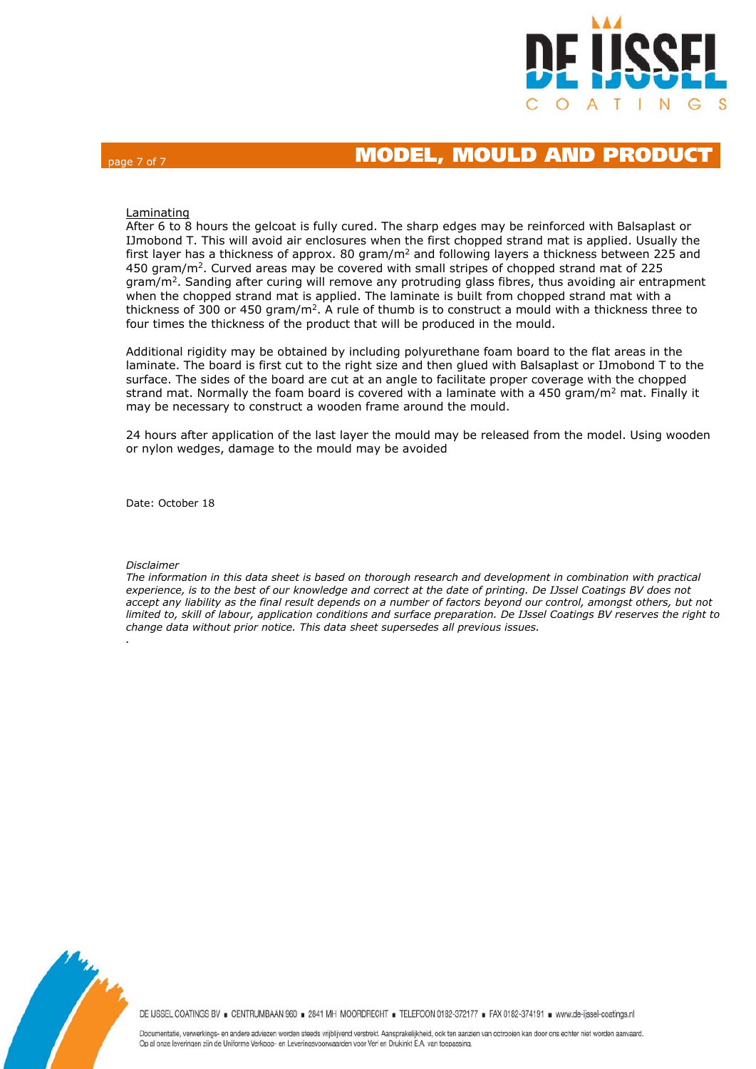Laminating

After 6 to 8 hours the gelcoat is fully cured. The sharp edges may be reinforced with Balsaplast or IJmobond T. This will avoid air enclosures when the first chopped strand mat is applied. Usually the first layer has a thickness of approx. 80 gram/m$^2$ and following layers a thickness between 225 and 450 gram/m$^2$. Curved areas may be covered with small stripes of chopped strand mat of 225 gram/m$^2$. Sanding after curing will remove any protruding glass fibres, thus avoiding air entrapment when the chopped strand mat is applied. The laminate is built from chopped strand mat with a thickness of 300 or 450 gram/m$^2$. A rule of thumb is to construct a mould with a thickness three to four times the thickness of the product that will be produced in the mould.

Additional rigidity may be obtained by including polyurethane foam board to the flat areas in the laminate. The board is first cut to the right size and then glued with Balsaplast or IJmobond T to the surface. The sides of the board are cut at an angle to facilitate proper coverage with the chopped strand mat. Normally the foam board is covered with a laminate with a 450 gram/m$^2$ mat. Finally it may be necessary to construct a wooden frame around the mould.

24 hours after application of the last layer the mould may be released from the model. Using wooden or nylon wedges, damage to the mould may be avoided

Date: October 18

*Disclaimer*

*The information in this data sheet is based on thorough research and development in combination with practical experience, is to the best of our knowledge and correct at the date of printing. De IJssel Coatings BV does not accept any liability as the final result depends on a number of factors beyond our control, amongst others, but not limited to, skill of labour, application conditions and surface preparation. De IJssel Coatings BV reserves the right to change data without prior notice. This data sheet supersedes all previous issues.*